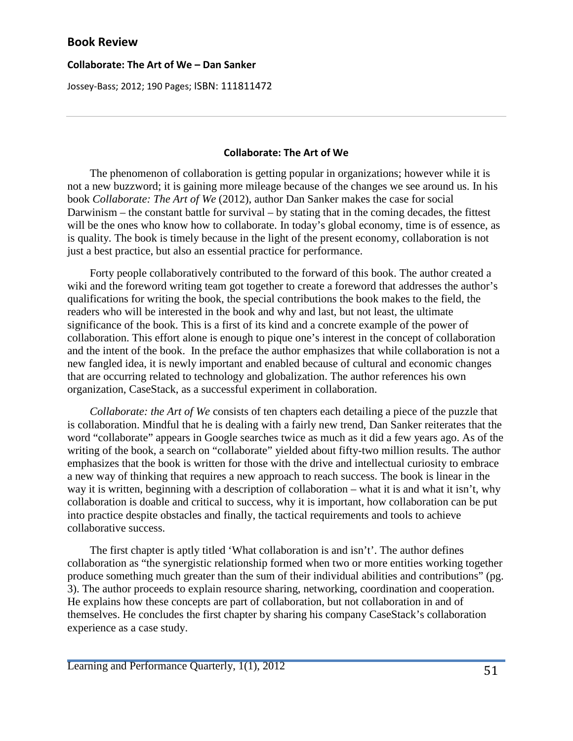## Book Review

**Collaborate: The Art of We – Dan Sanker**

Jossey-Bass; 2012; 190 Pages; ISBN: 111811472

### Collaborate: The Art of We

The phenomenon of collaboration is getting popular in organizations; however while it is not a new buzzword; it is gaining more mileage because of the changes we see around us. In his book *Collaborate: The Art of We* (2012), author Dan Sanker makes the case for social Darwinism – the constant battle for survival – by stating that in the coming decades, the fittest will be the ones who know how to collaborate. In today's global economy, time is of essence, as is quality. The book is timely because in the light of the present economy, collaboration is not just a best practice, but also an essential practice for performance.

Forty people collaboratively contributed to the forward of this book. The author created a wiki and the foreword writing team got together to create a foreword that addresses the author's qualifications for writing the book, the special contributions the book makes to the field, the readers who will be interested in the book and why and last, but not least, the ultimate significance of the book. This is a first of its kind and a concrete example of the power of collaboration. This effort alone is enough to pique one's interest in the concept of collaboration and the intent of the book. In the preface the author emphasizes that while collaboration is not a new fangled idea, it is newly important and enabled because of cultural and economic changes that are occurring related to technology and globalization. The author references his own organization, CaseStack, as a successful experiment in collaboration.

*Collaborate: the Art of We* consists of ten chapters each detailing a piece of the puzzle that is collaboration. Mindful that he is dealing with a fairly new trend, Dan Sanker reiterates that the word "collaborate" appears in Google searches twice as much as it did a few years ago. As of the writing of the book, a search on "collaborate" yielded about fifty-two million results. The author emphasizes that the book is written for those with the drive and intellectual curiosity to embrace a new way of thinking that requires a new approach to reach success. The book is linear in the way it is written, beginning with a description of collaboration – what it is and what it isn't, why collaboration is doable and critical to success, why it is important, how collaboration can be put into practice despite obstacles and finally, the tactical requirements and tools to achieve collaborative success.

The first chapter is aptly titled 'What collaboration is and isn't'. The author defines collaboration as "the synergistic relationship formed when two or more entities working together produce something much greater than the sum of their individual abilities and contributions" (pg. 3). The author proceeds to explain resource sharing, networking, coordination and cooperation. He explains how these concepts are part of collaboration, but not collaboration in and of themselves. He concludes the first chapter by sharing his company CaseStack's collaboration experience as a case study.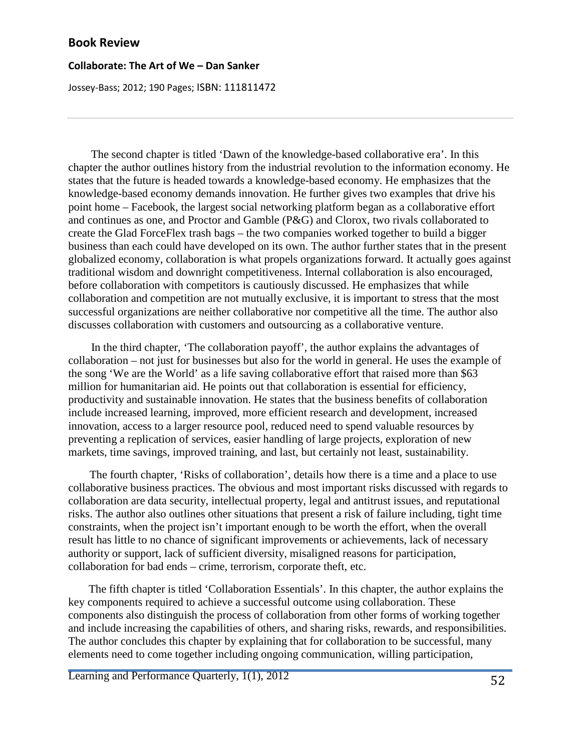## Book Review

### Collaborate: The Art of We – Dan Sanker

Jossey-Bass; 2012; 190 Pages; ISBN: 111811472

The second chapter is titled 'Dawn of the knowledge-based collaborative era'. In this chapter the author outlines history from the industrial revolution to the information economy. He states that the future is headed towards a knowledge-based economy. He emphasizes that the knowledge-based economy demands innovation. He further gives two examples that drive his point home – Facebook, the largest social networking platform began as a collaborative effort and continues as one, and Proctor and Gamble (P&G) and Clorox, two rivals collaborated to create the Glad ForceFlex trash bags – the two companies worked together to build a bigger business than each could have developed on its own. The author further states that in the present globalized economy, collaboration is what propels organizations forward. It actually goes against traditional wisdom and downright competitiveness. Internal collaboration is also encouraged, before collaboration with competitors is cautiously discussed. He emphasizes that while collaboration and competition are not mutually exclusive, it is important to stress that the most successful organizations are neither collaborative nor competitive all the time. The author also discusses collaboration with customers and outsourcing as a collaborative venture.

In the third chapter, 'The collaboration payoff', the author explains the advantages of collaboration – not just for businesses but also for the world in general. He uses the example of the song 'We are the World' as a life saving collaborative effort that raised more than $63 million for humanitarian aid. He points out that collaboration is essential for efficiency, productivity and sustainable innovation. He states that the business benefits of collaboration include increased learning, improved, more efficient research and development, increased innovation, access to a larger resource pool, reduced need to spend valuable resources by preventing a replication of services, easier handling of large projects, exploration of new markets, time savings, improved training, and last, but certainly not least, sustainability.

The fourth chapter, 'Risks of collaboration', details how there is a time and a place to use collaborative business practices. The obvious and most important risks discussed with regards to collaboration are data security, intellectual property, legal and antitrust issues, and reputational risks. The author also outlines other situations that present a risk of failure including, tight time constraints, when the project isn't important enough to be worth the effort, when the overall result has little to no chance of significant improvements or achievements, lack of necessary authority or support, lack of sufficient diversity, misaligned reasons for participation, collaboration for bad ends – crime, terrorism, corporate theft, etc.

The fifth chapter is titled 'Collaboration Essentials'. In this chapter, the author explains the key components required to achieve a successful outcome using collaboration. These components also distinguish the process of collaboration from other forms of working together and include increasing the capabilities of others, and sharing risks, rewards, and responsibilities. The author concludes this chapter by explaining that for collaboration to be successful, many elements need to come together including ongoing communication, willing participation,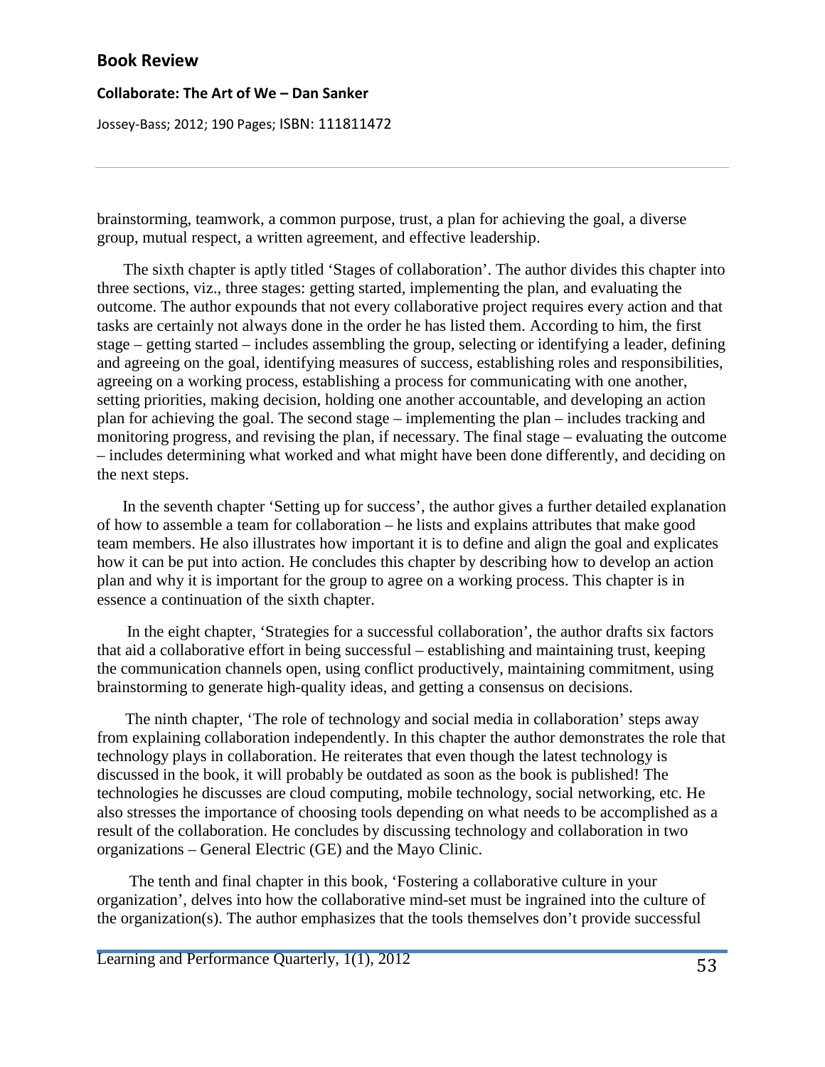brainstorming, teamwork, a common purpose, trust, a plan for achieving the goal, a diverse group, mutual respect, a written agreement, and effective leadership.

The sixth chapter is aptly titled 'Stages of collaboration'. The author divides this chapter into three sections, viz., three stages: getting started, implementing the plan, and evaluating the outcome. The author expounds that not every collaborative project requires every action and that tasks are certainly not always done in the order he has listed them. According to him, the first stage – getting started – includes assembling the group, selecting or identifying a leader, defining and agreeing on the goal, identifying measures of success, establishing roles and responsibilities, agreeing on a working process, establishing a process for communicating with one another, setting priorities, making decision, holding one another accountable, and developing an action plan for achieving the goal. The second stage – implementing the plan – includes tracking and monitoring progress, and revising the plan, if necessary. The final stage – evaluating the outcome – includes determining what worked and what might have been done differently, and deciding on the next steps.

In the seventh chapter 'Setting up for success', the author gives a further detailed explanation of how to assemble a team for collaboration – he lists and explains attributes that make good team members. He also illustrates how important it is to define and align the goal and explicates how it can be put into action. He concludes this chapter by describing how to develop an action plan and why it is important for the group to agree on a working process. This chapter is in essence a continuation of the sixth chapter.

In the eight chapter, 'Strategies for a successful collaboration', the author drafts six factors that aid a collaborative effort in being successful – establishing and maintaining trust, keeping the communication channels open, using conflict productively, maintaining commitment, using brainstorming to generate high-quality ideas, and getting a consensus on decisions.

The ninth chapter, 'The role of technology and social media in collaboration' steps away from explaining collaboration independently. In this chapter the author demonstrates the role that technology plays in collaboration. He reiterates that even though the latest technology is discussed in the book, it will probably be outdated as soon as the book is published! The technologies he discusses are cloud computing, mobile technology, social networking, etc. He also stresses the importance of choosing tools depending on what needs to be accomplished as a result of the collaboration. He concludes by discussing technology and collaboration in two organizations – General Electric (GE) and the Mayo Clinic.

The tenth and final chapter in this book, 'Fostering a collaborative culture in your organization', delves into how the collaborative mind-set must be ingrained into the culture of the organization(s). The author emphasizes that the tools themselves don't provide successful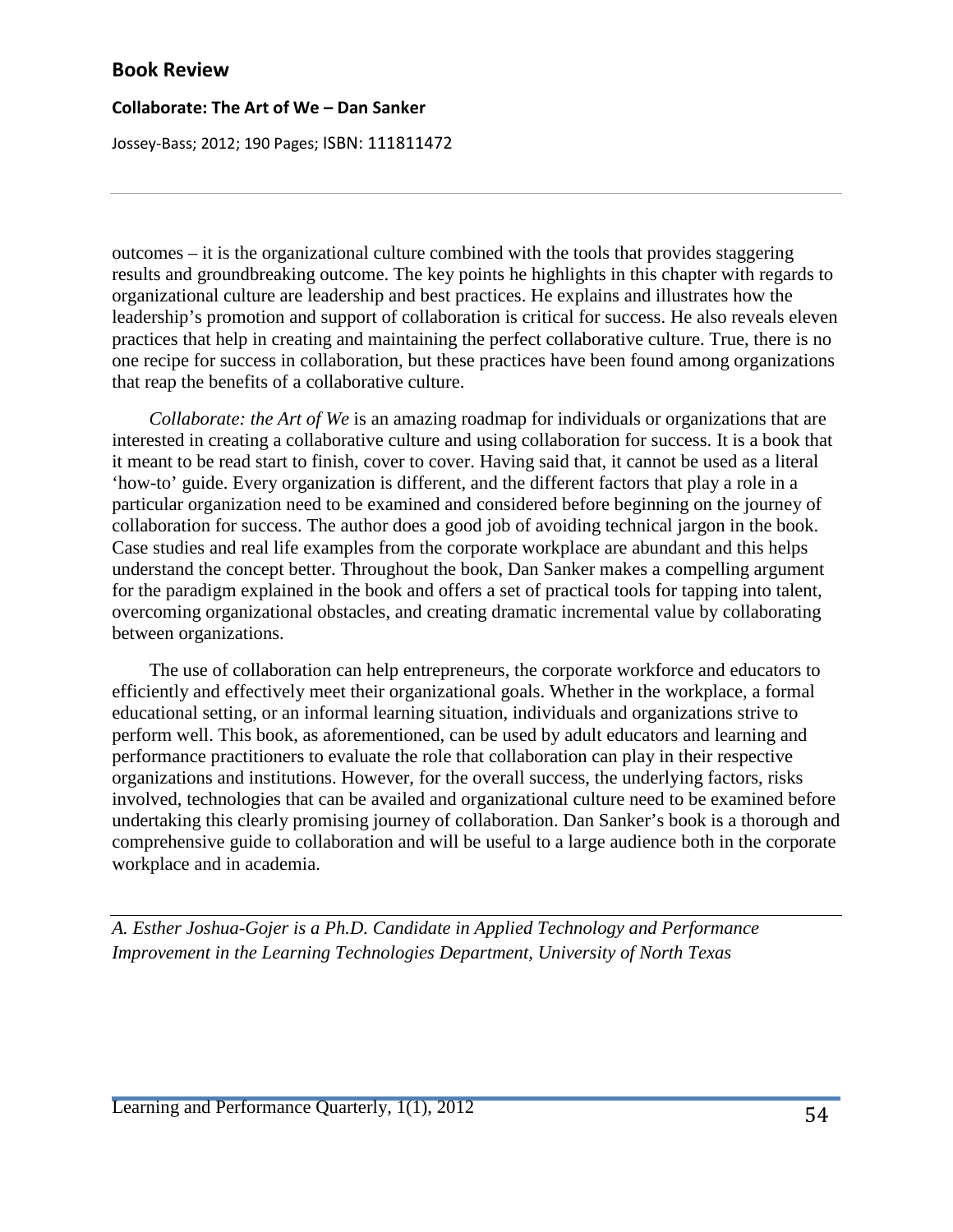outcomes – it is the organizational culture combined with the tools that provides staggering results and groundbreaking outcome. The key points he highlights in this chapter with regards to organizational culture are leadership and best practices. He explains and illustrates how the leadership's promotion and support of collaboration is critical for success. He also reveals eleven practices that help in creating and maintaining the perfect collaborative culture. True, there is no one recipe for success in collaboration, but these practices have been found among organizations that reap the benefits of a collaborative culture.

*Collaborate: the Art of We* is an amazing roadmap for individuals or organizations that are interested in creating a collaborative culture and using collaboration for success. It is a book that it meant to be read start to finish, cover to cover. Having said that, it cannot be used as a literal 'how-to' guide. Every organization is different, and the different factors that play a role in a particular organization need to be examined and considered before beginning on the journey of collaboration for success. The author does a good job of avoiding technical jargon in the book. Case studies and real life examples from the corporate workplace are abundant and this helps understand the concept better. Throughout the book, Dan Sanker makes a compelling argument for the paradigm explained in the book and offers a set of practical tools for tapping into talent, overcoming organizational obstacles, and creating dramatic incremental value by collaborating between organizations.

The use of collaboration can help entrepreneurs, the corporate workforce and educators to efficiently and effectively meet their organizational goals. Whether in the workplace, a formal educational setting, or an informal learning situation, individuals and organizations strive to perform well. This book, as aforementioned, can be used by adult educators and learning and performance practitioners to evaluate the role that collaboration can play in their respective organizations and institutions. However, for the overall success, the underlying factors, risks involved, technologies that can be availed and organizational culture need to be examined before undertaking this clearly promising journey of collaboration. Dan Sanker's book is a thorough and comprehensive guide to collaboration and will be useful to a large audience both in the corporate workplace and in academia.

---

*A. Esther Joshua-Gojer is a Ph.D. Candidate in Applied Technology and Performance Improvement in the Learning Technologies Department, University of North Texas*